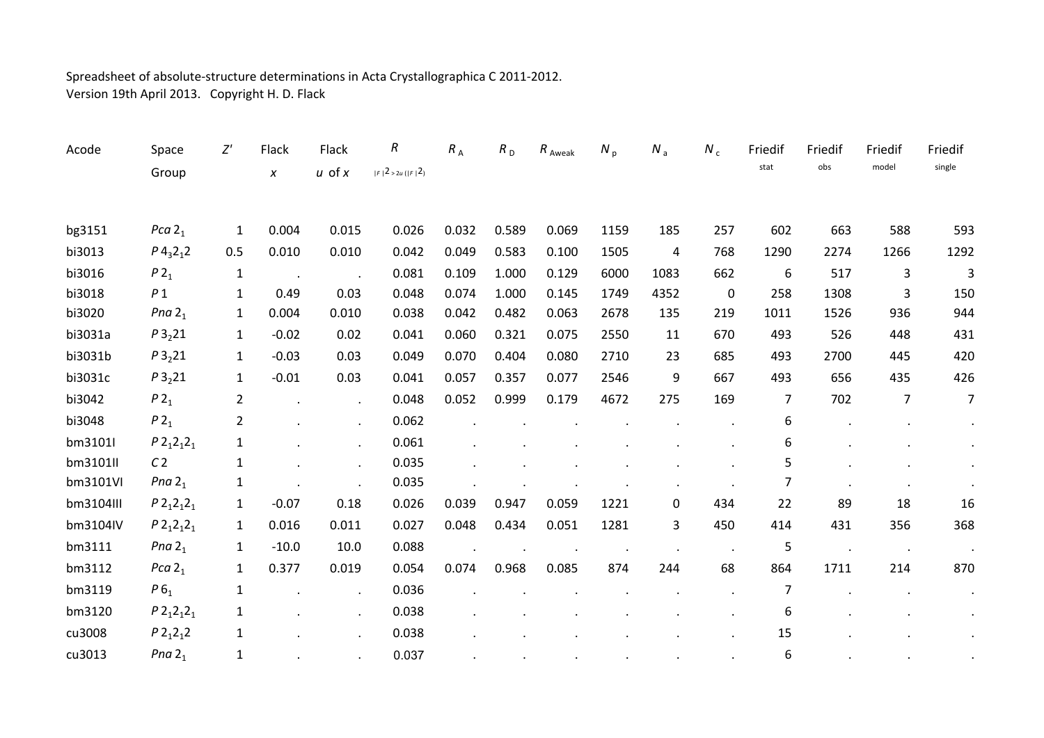Spreadsheet of absolute-structure determinations in Acta Crystallographica C 2011-2012.
Version 19th April 2013. Copyright H. D. Flack

| Acode | Space Group | $Z'$ | Flack $x$ | Flack $u$ of $x$ | $R$ $_{\lvert F\rvert^2 > 2u(\lvert F\rvert^2)}$ | $R_A$ | $R_D$ | $R_{Aweak}$ | $N_p$ | $N_a$ | $N_c$ | Friedif stat | Friedif obs | Friedif model | Friedif single |
|---|---|---|---|---|---|---|---|---|---|---|---|---|---|---|---|
| bg3151 | $Pca2_1$ | 1 | 0.004 | 0.015 | 0.026 | 0.032 | 0.589 | 0.069 | 1159 | 185 | 257 | 602 | 663 | 588 | 593 |
| bi3013 | $P4_32_12$ | 0.5 | 0.010 | 0.010 | 0.042 | 0.049 | 0.583 | 0.100 | 1505 | 4 | 768 | 1290 | 2274 | 1266 | 1292 |
| bi3016 | $P2_1$ | 1 | . | . | 0.081 | 0.109 | 1.000 | 0.129 | 6000 | 1083 | 662 | 6 | 517 | 3 | 3 |
| bi3018 | $P1$ | 1 | 0.49 | 0.03 | 0.048 | 0.074 | 1.000 | 0.145 | 1749 | 4352 | 0 | 258 | 1308 | 3 | 150 |
| bi3020 | $Pna2_1$ | 1 | 0.004 | 0.010 | 0.038 | 0.042 | 0.482 | 0.063 | 2678 | 135 | 219 | 1011 | 1526 | 936 | 944 |
| bi3031a | $P3_221$ | 1 | -0.02 | 0.02 | 0.041 | 0.060 | 0.321 | 0.075 | 2550 | 11 | 670 | 493 | 526 | 448 | 431 |
| bi3031b | $P3_221$ | 1 | -0.03 | 0.03 | 0.049 | 0.070 | 0.404 | 0.080 | 2710 | 23 | 685 | 493 | 2700 | 445 | 420 |
| bi3031c | $P3_221$ | 1 | -0.01 | 0.03 | 0.041 | 0.057 | 0.357 | 0.077 | 2546 | 9 | 667 | 493 | 656 | 435 | 426 |
| bi3042 | $P2_1$ | 2 | . | . | 0.048 | 0.052 | 0.999 | 0.179 | 4672 | 275 | 169 | 7 | 702 | 7 | 7 |
| bi3048 | $P2_1$ | 2 | . | . | 0.062 | . | . | . | . | . | . | 6 | . | . | . |
| bm3101I | $P2_12_12_1$ | 1 | . | . | 0.061 | . | . | . | . | . | . | 6 | . | . | . |
| bm3101II | $C2$ | 1 | . | . | 0.035 | . | . | . | . | . | . | 5 | . | . | . |
| bm3101VI | $Pna2_1$ | 1 | . | . | 0.035 | . | . | . | . | . | . | 7 | . | . | . |
| bm3104III | $P2_12_12_1$ | 1 | -0.07 | 0.18 | 0.026 | 0.039 | 0.947 | 0.059 | 1221 | 0 | 434 | 22 | 89 | 18 | 16 |
| bm3104IV | $P2_12_12_1$ | 1 | 0.016 | 0.011 | 0.027 | 0.048 | 0.434 | 0.051 | 1281 | 3 | 450 | 414 | 431 | 356 | 368 |
| bm3111 | $Pna2_1$ | 1 | -10.0 | 10.0 | 0.088 | . | . | . | . | . | . | 5 | . | . | . |
| bm3112 | $Pca2_1$ | 1 | 0.377 | 0.019 | 0.054 | 0.074 | 0.968 | 0.085 | 874 | 244 | 68 | 864 | 1711 | 214 | 870 |
| bm3119 | $P6_1$ | 1 | . | . | 0.036 | . | . | . | . | . | . | 7 | . | . | . |
| bm3120 | $P2_12_12_1$ | 1 | . | . | 0.038 | . | . | . | . | . | . | 6 | . | . | . |
| cu3008 | $P2_12_12$ | 1 | . | . | 0.038 | . | . | . | . | . | . | 15 | . | . | . |
| cu3013 | $Pna2_1$ | 1 | . | . | 0.037 | . | . | . | . | . | . | 6 | . | . | . |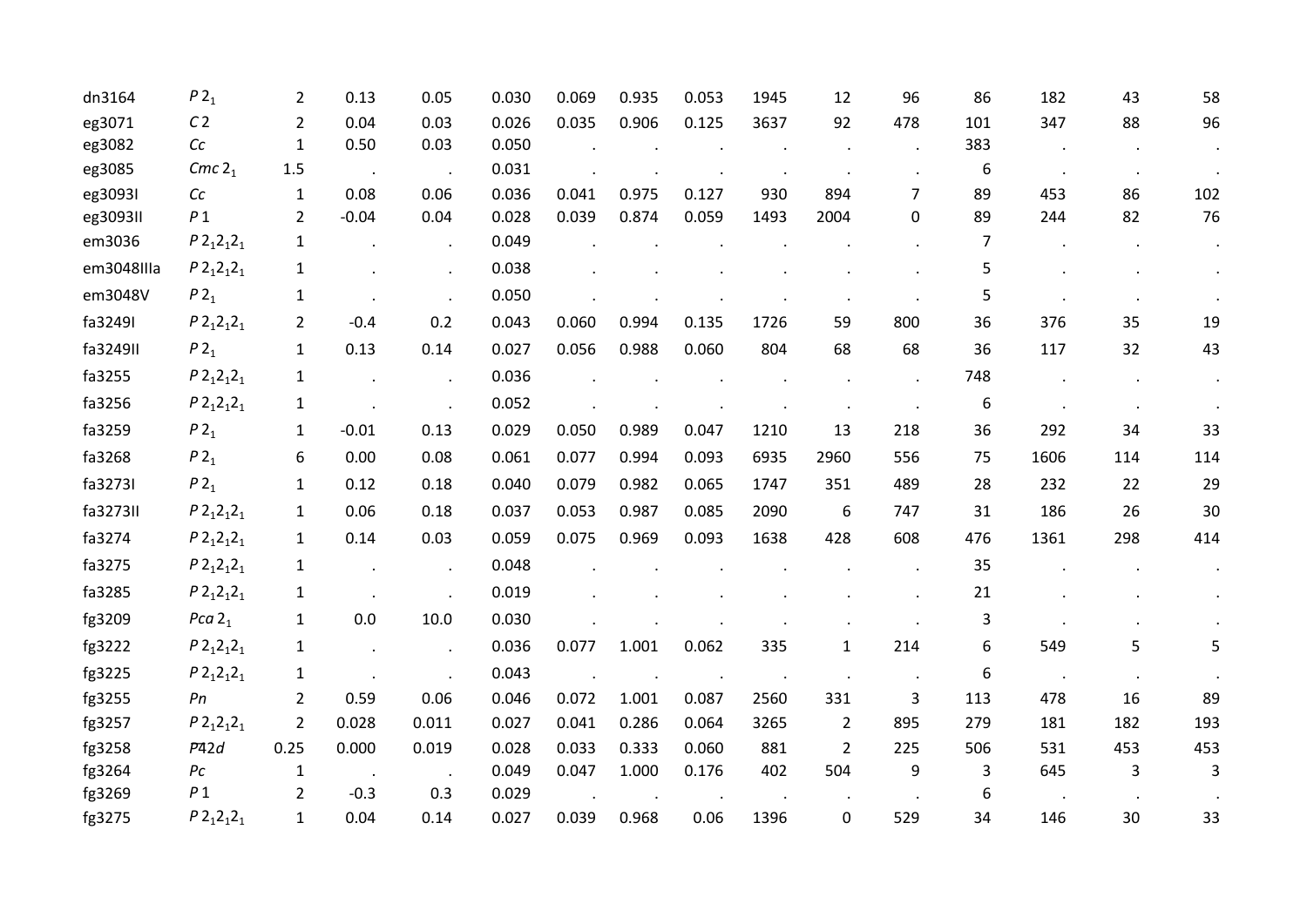| | | | | | | | | | | | | | | | |
|---|---|---|---|---|---|---|---|---|---|---|---|---|---|---|---|
| dn3164 | $P2_1$ | 2 | 0.13 | 0.05 | 0.030 | 0.069 | 0.935 | 0.053 | 1945 | 12 | 96 | 86 | 182 | 43 | 58 |
| eg3071 | $C2$ | 2 | 0.04 | 0.03 | 0.026 | 0.035 | 0.906 | 0.125 | 3637 | 92 | 478 | 101 | 347 | 88 | 96 |
| eg3082 | $Cc$ | 1 | 0.50 | 0.03 | 0.050 | . | . | . | . | . | . | 383 | . | . | . |
| eg3085 | $Cmc2_1$ | 1.5 | . | . | 0.031 | . | . | . | . | . | . | 6 | . | . | . |
| eg3093I | $Cc$ | 1 | 0.08 | 0.06 | 0.036 | 0.041 | 0.975 | 0.127 | 930 | 894 | 7 | 89 | 453 | 86 | 102 |
| eg3093II | $P1$ | 2 | -0.04 | 0.04 | 0.028 | 0.039 | 0.874 | 0.059 | 1493 | 2004 | 0 | 89 | 244 | 82 | 76 |
| em3036 | $P2_12_12_1$ | 1 | . | . | 0.049 | . | . | . | . | . | . | 7 | . | . | . |
| em3048IIIa | $P2_12_12_1$ | 1 | . | . | 0.038 | . | . | . | . | . | . | 5 | . | . | . |
| em3048V | $P2_1$ | 1 | . | . | 0.050 | . | . | . | . | . | . | 5 | . | . | . |
| fa3249I | $P2_12_12_1$ | 2 | -0.4 | 0.2 | 0.043 | 0.060 | 0.994 | 0.135 | 1726 | 59 | 800 | 36 | 376 | 35 | 19 |
| fa3249II | $P2_1$ | 1 | 0.13 | 0.14 | 0.027 | 0.056 | 0.988 | 0.060 | 804 | 68 | 68 | 36 | 117 | 32 | 43 |
| fa3255 | $P2_12_12_1$ | 1 | . | . | 0.036 | . | . | . | . | . | . | 748 | . | . | . |
| fa3256 | $P2_12_12_1$ | 1 | . | . | 0.052 | . | . | . | . | . | . | 6 | . | . | . |
| fa3259 | $P2_1$ | 1 | -0.01 | 0.13 | 0.029 | 0.050 | 0.989 | 0.047 | 1210 | 13 | 218 | 36 | 292 | 34 | 33 |
| fa3268 | $P2_1$ | 6 | 0.00 | 0.08 | 0.061 | 0.077 | 0.994 | 0.093 | 6935 | 2960 | 556 | 75 | 1606 | 114 | 114 |
| fa3273I | $P2_1$ | 1 | 0.12 | 0.18 | 0.040 | 0.079 | 0.982 | 0.065 | 1747 | 351 | 489 | 28 | 232 | 22 | 29 |
| fa3273II | $P2_12_12_1$ | 1 | 0.06 | 0.18 | 0.037 | 0.053 | 0.987 | 0.085 | 2090 | 6 | 747 | 31 | 186 | 26 | 30 |
| fa3274 | $P2_12_12_1$ | 1 | 0.14 | 0.03 | 0.059 | 0.075 | 0.969 | 0.093 | 1638 | 428 | 608 | 476 | 1361 | 298 | 414 |
| fa3275 | $P2_12_12_1$ | 1 | . | . | 0.048 | . | . | . | . | . | . | 35 | . | . | . |
| fa3285 | $P2_12_12_1$ | 1 | . | . | 0.019 | . | . | . | . | . | . | 21 | . | . | . |
| fg3209 | $Pca2_1$ | 1 | 0.0 | 10.0 | 0.030 | . | . | . | . | . | . | 3 | . | . | . |
| fg3222 | $P2_12_12_1$ | 1 | . | . | 0.036 | 0.077 | 1.001 | 0.062 | 335 | 1 | 214 | 6 | 549 | 5 | 5 |
| fg3225 | $P2_12_12_1$ | 1 | . | . | 0.043 | . | . | . | . | . | . | 6 | . | . | . |
| fg3255 | $Pn$ | 2 | 0.59 | 0.06 | 0.046 | 0.072 | 1.001 | 0.087 | 2560 | 331 | 3 | 113 | 478 | 16 | 89 |
| fg3257 | $P2_12_12_1$ | 2 | 0.028 | 0.011 | 0.027 | 0.041 | 0.286 | 0.064 | 3265 | 2 | 895 | 279 | 181 | 182 | 193 |
| fg3258 | $P\bar{4}2d$ | 0.25 | 0.000 | 0.019 | 0.028 | 0.033 | 0.333 | 0.060 | 881 | 2 | 225 | 506 | 531 | 453 | 453 |
| fg3264 | $Pc$ | 1 | . | . | 0.049 | 0.047 | 1.000 | 0.176 | 402 | 504 | 9 | 3 | 645 | 3 | 3 |
| fg3269 | $P1$ | 2 | -0.3 | 0.3 | 0.029 | . | . | . | . | . | . | 6 | . | . | . |
| fg3275 | $P2_12_12_1$ | 1 | 0.04 | 0.14 | 0.027 | 0.039 | 0.968 | 0.06 | 1396 | 0 | 529 | 34 | 146 | 30 | 33 |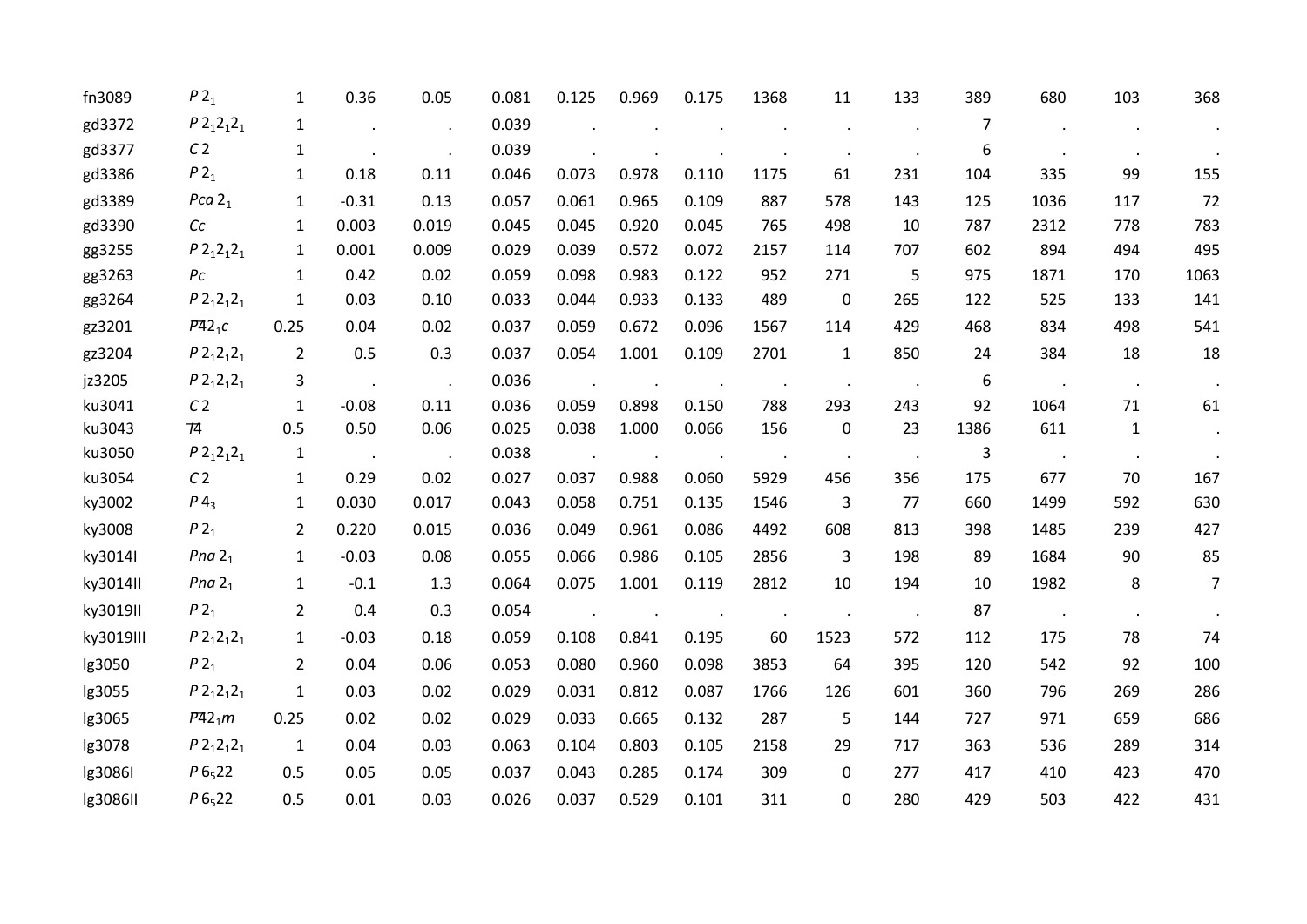| | | | | | | | | | | | | | | | |
|---|---|---|---|---|---|---|---|---|---|---|---|---|---|---|---|
| fn3089 | $P2_1$ | 1 | 0.36 | 0.05 | 0.081 | 0.125 | 0.969 | 0.175 | 1368 | 11 | 133 | 389 | 680 | 103 | 368 |
| gd3372 | $P2_12_12_1$ | 1 | . | . | 0.039 | . | . | . | . | . | . | 7 | . | . | . |
| gd3377 | $C2$ | 1 | . | . | 0.039 | . | . | . | . | . | . | 6 | . | . | . |
| gd3386 | $P2_1$ | 1 | 0.18 | 0.11 | 0.046 | 0.073 | 0.978 | 0.110 | 1175 | 61 | 231 | 104 | 335 | 99 | 155 |
| gd3389 | $Pca2_1$ | 1 | -0.31 | 0.13 | 0.057 | 0.061 | 0.965 | 0.109 | 887 | 578 | 143 | 125 | 1036 | 117 | 72 |
| gd3390 | $Cc$ | 1 | 0.003 | 0.019 | 0.045 | 0.045 | 0.920 | 0.045 | 765 | 498 | 10 | 787 | 2312 | 778 | 783 |
| gg3255 | $P2_12_12_1$ | 1 | 0.001 | 0.009 | 0.029 | 0.039 | 0.572 | 0.072 | 2157 | 114 | 707 | 602 | 894 | 494 | 495 |
| gg3263 | $Pc$ | 1 | 0.42 | 0.02 | 0.059 | 0.098 | 0.983 | 0.122 | 952 | 271 | 5 | 975 | 1871 | 170 | 1063 |
| gg3264 | $P2_12_12_1$ | 1 | 0.03 | 0.10 | 0.033 | 0.044 | 0.933 | 0.133 | 489 | 0 | 265 | 122 | 525 | 133 | 141 |
| gz3201 | $P\bar{4}2_1c$ | 0.25 | 0.04 | 0.02 | 0.037 | 0.059 | 0.672 | 0.096 | 1567 | 114 | 429 | 468 | 834 | 498 | 541 |
| gz3204 | $P2_12_12_1$ | 2 | 0.5 | 0.3 | 0.037 | 0.054 | 1.001 | 0.109 | 2701 | 1 | 850 | 24 | 384 | 18 | 18 |
| jz3205 | $P2_12_12_1$ | 3 | . | . | 0.036 | . | . | . | . | . | . | 6 | . | . | . |
| ku3041 | $C2$ | 1 | -0.08 | 0.11 | 0.036 | 0.059 | 0.898 | 0.150 | 788 | 293 | 243 | 92 | 1064 | 71 | 61 |
| ku3043 | $I\bar{4}$ | 0.5 | 0.50 | 0.06 | 0.025 | 0.038 | 1.000 | 0.066 | 156 | 0 | 23 | 1386 | 611 | 1 | . |
| ku3050 | $P2_12_12_1$ | 1 | . | . | 0.038 | . | . | . | . | . | . | 3 | . | . | . |
| ku3054 | $C2$ | 1 | 0.29 | 0.02 | 0.027 | 0.037 | 0.988 | 0.060 | 5929 | 456 | 356 | 175 | 677 | 70 | 167 |
| ky3002 | $P4_3$ | 1 | 0.030 | 0.017 | 0.043 | 0.058 | 0.751 | 0.135 | 1546 | 3 | 77 | 660 | 1499 | 592 | 630 |
| ky3008 | $P2_1$ | 2 | 0.220 | 0.015 | 0.036 | 0.049 | 0.961 | 0.086 | 4492 | 608 | 813 | 398 | 1485 | 239 | 427 |
| ky3014I | $Pna2_1$ | 1 | -0.03 | 0.08 | 0.055 | 0.066 | 0.986 | 0.105 | 2856 | 3 | 198 | 89 | 1684 | 90 | 85 |
| ky3014II | $Pna2_1$ | 1 | -0.1 | 1.3 | 0.064 | 0.075 | 1.001 | 0.119 | 2812 | 10 | 194 | 10 | 1982 | 8 | 7 |
| ky3019II | $P2_1$ | 2 | 0.4 | 0.3 | 0.054 | . | . | . | . | . | . | 87 | . | . | . |
| ky3019III | $P2_12_12_1$ | 1 | -0.03 | 0.18 | 0.059 | 0.108 | 0.841 | 0.195 | 60 | 1523 | 572 | 112 | 175 | 78 | 74 |
| lg3050 | $P2_1$ | 2 | 0.04 | 0.06 | 0.053 | 0.080 | 0.960 | 0.098 | 3853 | 64 | 395 | 120 | 542 | 92 | 100 |
| lg3055 | $P2_12_12_1$ | 1 | 0.03 | 0.02 | 0.029 | 0.031 | 0.812 | 0.087 | 1766 | 126 | 601 | 360 | 796 | 269 | 286 |
| lg3065 | $P\bar{4}2_1m$ | 0.25 | 0.02 | 0.02 | 0.029 | 0.033 | 0.665 | 0.132 | 287 | 5 | 144 | 727 | 971 | 659 | 686 |
| lg3078 | $P2_12_12_1$ | 1 | 0.04 | 0.03 | 0.063 | 0.104 | 0.803 | 0.105 | 2158 | 29 | 717 | 363 | 536 | 289 | 314 |
| lg3086I | $P6_522$ | 0.5 | 0.05 | 0.05 | 0.037 | 0.043 | 0.285 | 0.174 | 309 | 0 | 277 | 417 | 410 | 423 | 470 |
| lg3086II | $P6_522$ | 0.5 | 0.01 | 0.03 | 0.026 | 0.037 | 0.529 | 0.101 | 311 | 0 | 280 | 429 | 503 | 422 | 431 |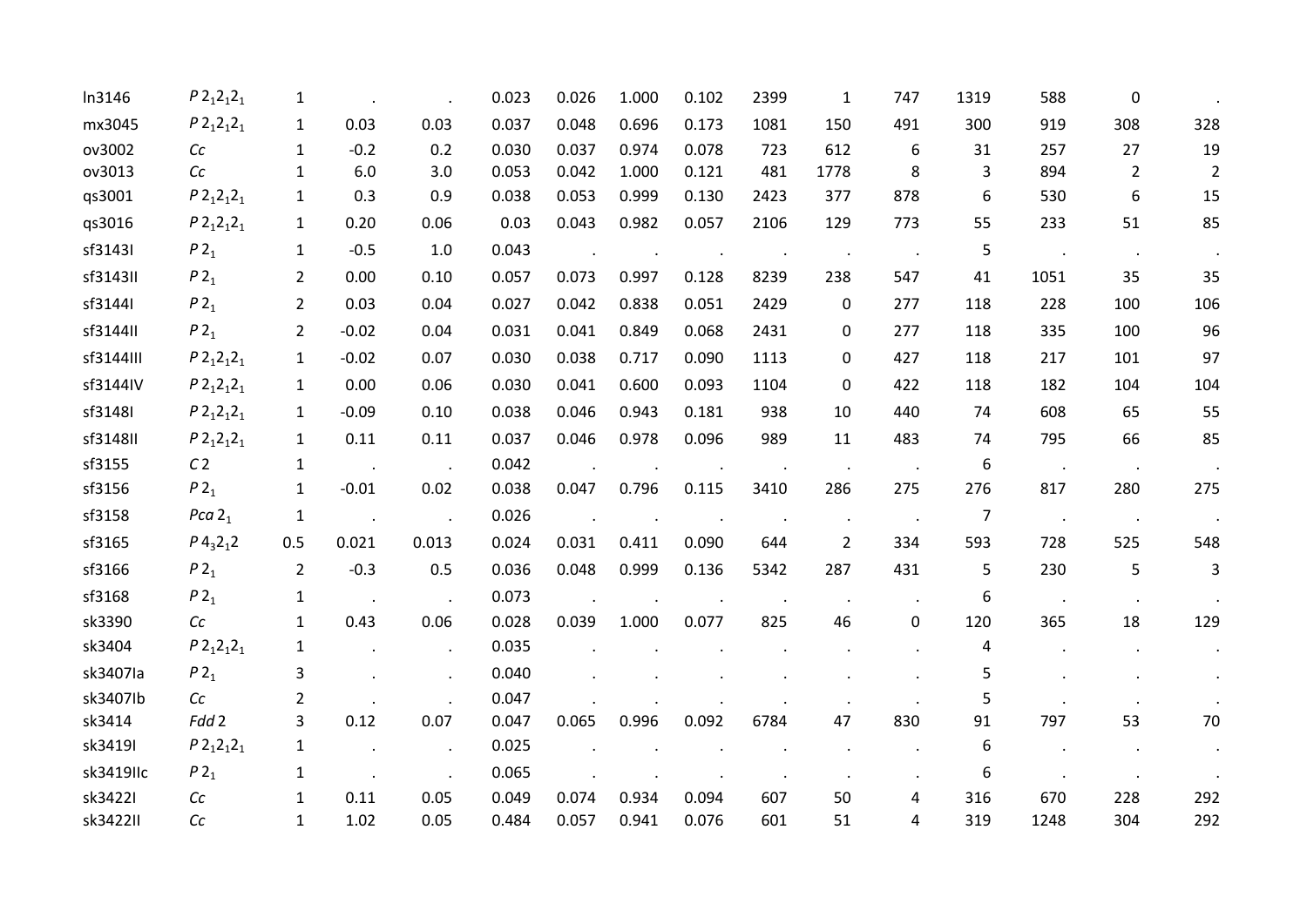| | | | | | | | | | | | | | | | |
|---|---|---|---|---|---|---|---|---|---|---|---|---|---|---|---|
| ln3146 | $P\,2_12_12_1$ | 1 | . | . | 0.023 | 0.026 | 1.000 | 0.102 | 2399 | 1 | 747 | 1319 | 588 | 0 | . |
| mx3045 | $P\,2_12_12_1$ | 1 | 0.03 | 0.03 | 0.037 | 0.048 | 0.696 | 0.173 | 1081 | 150 | 491 | 300 | 919 | 308 | 328 |
| ov3002 | *Cc* | 1 | -0.2 | 0.2 | 0.030 | 0.037 | 0.974 | 0.078 | 723 | 612 | 6 | 31 | 257 | 27 | 19 |
| ov3013 | *Cc* | 1 | 6.0 | 3.0 | 0.053 | 0.042 | 1.000 | 0.121 | 481 | 1778 | 8 | 3 | 894 | 2 | 2 |
| qs3001 | $P\,2_12_12_1$ | 1 | 0.3 | 0.9 | 0.038 | 0.053 | 0.999 | 0.130 | 2423 | 377 | 878 | 6 | 530 | 6 | 15 |
| qs3016 | $P\,2_12_12_1$ | 1 | 0.20 | 0.06 | 0.03 | 0.043 | 0.982 | 0.057 | 2106 | 129 | 773 | 55 | 233 | 51 | 85 |
| sf3143I | $P\,2_1$ | 1 | -0.5 | 1.0 | 0.043 | . | . | . | . | . | . | 5 | . | . | . |
| sf3143II | $P\,2_1$ | 2 | 0.00 | 0.10 | 0.057 | 0.073 | 0.997 | 0.128 | 8239 | 238 | 547 | 41 | 1051 | 35 | 35 |
| sf3144I | $P\,2_1$ | 2 | 0.03 | 0.04 | 0.027 | 0.042 | 0.838 | 0.051 | 2429 | 0 | 277 | 118 | 228 | 100 | 106 |
| sf3144II | $P\,2_1$ | 2 | -0.02 | 0.04 | 0.031 | 0.041 | 0.849 | 0.068 | 2431 | 0 | 277 | 118 | 335 | 100 | 96 |
| sf3144III | $P\,2_12_12_1$ | 1 | -0.02 | 0.07 | 0.030 | 0.038 | 0.717 | 0.090 | 1113 | 0 | 427 | 118 | 217 | 101 | 97 |
| sf3144IV | $P\,2_12_12_1$ | 1 | 0.00 | 0.06 | 0.030 | 0.041 | 0.600 | 0.093 | 1104 | 0 | 422 | 118 | 182 | 104 | 104 |
| sf3148I | $P\,2_12_12_1$ | 1 | -0.09 | 0.10 | 0.038 | 0.046 | 0.943 | 0.181 | 938 | 10 | 440 | 74 | 608 | 65 | 55 |
| sf3148II | $P\,2_12_12_1$ | 1 | 0.11 | 0.11 | 0.037 | 0.046 | 0.978 | 0.096 | 989 | 11 | 483 | 74 | 795 | 66 | 85 |
| sf3155 | *C* 2 | 1 | . | . | 0.042 | . | . | . | . | . | . | 6 | . | . | . |
| sf3156 | $P\,2_1$ | 1 | -0.01 | 0.02 | 0.038 | 0.047 | 0.796 | 0.115 | 3410 | 286 | 275 | 276 | 817 | 280 | 275 |
| sf3158 | $Pca\,2_1$ | 1 | . | . | 0.026 | . | . | . | . | . | . | 7 | . | . | . |
| sf3165 | $P\,4_32_12$ | 0.5 | 0.021 | 0.013 | 0.024 | 0.031 | 0.411 | 0.090 | 644 | 2 | 334 | 593 | 728 | 525 | 548 |
| sf3166 | $P\,2_1$ | 2 | -0.3 | 0.5 | 0.036 | 0.048 | 0.999 | 0.136 | 5342 | 287 | 431 | 5 | 230 | 5 | 3 |
| sf3168 | $P\,2_1$ | 1 | . | . | 0.073 | . | . | . | . | . | . | 6 | . | . | . |
| sk3390 | *Cc* | 1 | 0.43 | 0.06 | 0.028 | 0.039 | 1.000 | 0.077 | 825 | 46 | 0 | 120 | 365 | 18 | 129 |
| sk3404 | $P\,2_12_12_1$ | 1 | . | . | 0.035 | . | . | . | . | . | . | 4 | . | . | . |
| sk3407Ia | $P\,2_1$ | 3 | . | . | 0.040 | . | . | . | . | . | . | 5 | . | . | . |
| sk3407Ib | *Cc* | 2 | . | . | 0.047 | . | . | . | . | . | . | 5 | . | . | . |
| sk3414 | *Fdd* 2 | 3 | 0.12 | 0.07 | 0.047 | 0.065 | 0.996 | 0.092 | 6784 | 47 | 830 | 91 | 797 | 53 | 70 |
| sk3419I | $P\,2_12_12_1$ | 1 | . | . | 0.025 | . | . | . | . | . | . | 6 | . | . | . |
| sk3419IIc | $P\,2_1$ | 1 | . | . | 0.065 | . | . | . | . | . | . | 6 | . | . | . |
| sk3422I | *Cc* | 1 | 0.11 | 0.05 | 0.049 | 0.074 | 0.934 | 0.094 | 607 | 50 | 4 | 316 | 670 | 228 | 292 |
| sk3422II | *Cc* | 1 | 1.02 | 0.05 | 0.484 | 0.057 | 0.941 | 0.076 | 601 | 51 | 4 | 319 | 1248 | 304 | 292 |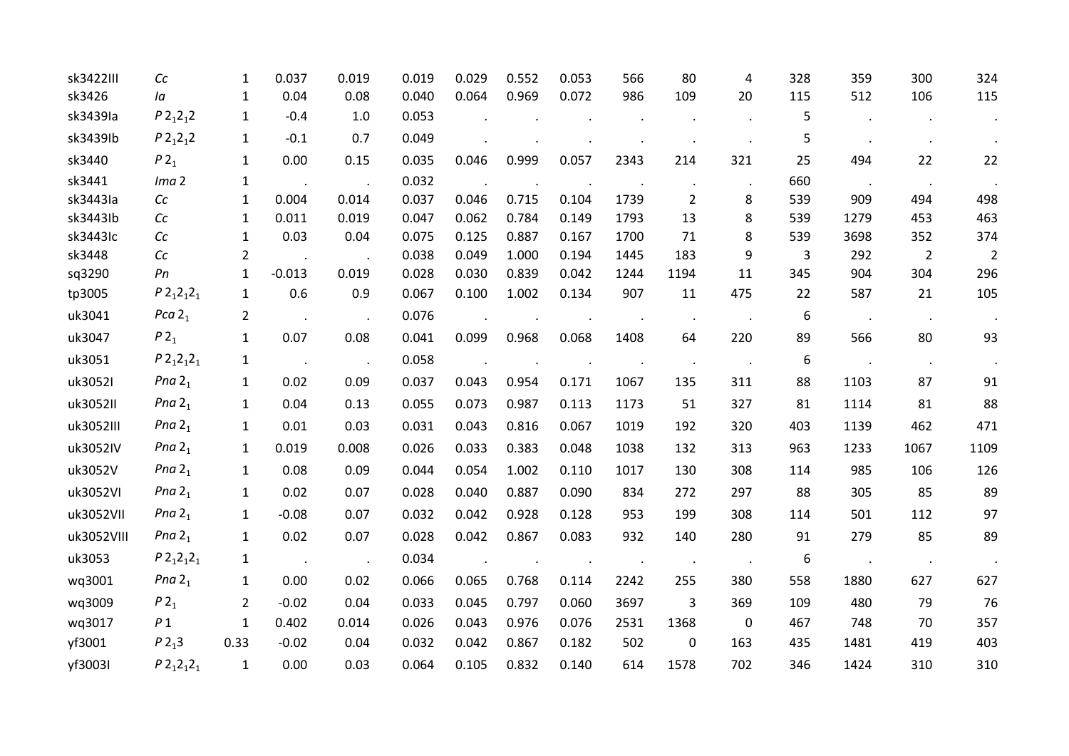| | | | | | | | | | | | | | | | | |
|---|---|---|---|---|---|---|---|---|---|---|---|---|---|---|---|---|
| sk3422III | *Cc* | 1 | 0.037 | 0.019 | 0.019 | 0.029 | 0.552 | 0.053 | 566 | 80 | 4 | 328 | 359 | 300 | 324 |
| sk3426 | *Ia* | 1 | 0.04 | 0.08 | 0.040 | 0.064 | 0.969 | 0.072 | 986 | 109 | 20 | 115 | 512 | 106 | 115 |
| sk3439Ia | $P\,2_12_12$ | 1 | -0.4 | 1.0 | 0.053 | . | . | . | . | . | . | 5 | . | . | . |
| sk3439Ib | $P\,2_12_12$ | 1 | -0.1 | 0.7 | 0.049 | . | . | . | . | . | . | 5 | . | . | . |
| sk3440 | $P\,2_1$ | 1 | 0.00 | 0.15 | 0.035 | 0.046 | 0.999 | 0.057 | 2343 | 214 | 321 | 25 | 494 | 22 | 22 |
| sk3441 | *Ima* 2 | 1 | . | . | 0.032 | . | . | . | . | . | . | 660 | . | . | . |
| sk3443Ia | *Cc* | 1 | 0.004 | 0.014 | 0.037 | 0.046 | 0.715 | 0.104 | 1739 | 2 | 8 | 539 | 909 | 494 | 498 |
| sk3443Ib | *Cc* | 1 | 0.011 | 0.019 | 0.047 | 0.062 | 0.784 | 0.149 | 1793 | 13 | 8 | 539 | 1279 | 453 | 463 |
| sk3443Ic | *Cc* | 1 | 0.03 | 0.04 | 0.075 | 0.125 | 0.887 | 0.167 | 1700 | 71 | 8 | 539 | 3698 | 352 | 374 |
| sk3448 | *Cc* | 2 | . | . | 0.038 | 0.049 | 1.000 | 0.194 | 1445 | 183 | 9 | 3 | 292 | 2 | 2 |
| sq3290 | *Pn* | 1 | -0.013 | 0.019 | 0.028 | 0.030 | 0.839 | 0.042 | 1244 | 1194 | 11 | 345 | 904 | 304 | 296 |
| tp3005 | $P\,2_12_12_1$ | 1 | 0.6 | 0.9 | 0.067 | 0.100 | 1.002 | 0.134 | 907 | 11 | 475 | 22 | 587 | 21 | 105 |
| uk3041 | $Pca\,2_1$ | 2 | . | . | 0.076 | . | . | . | . | . | . | 6 | . | . | . |
| uk3047 | $P\,2_1$ | 1 | 0.07 | 0.08 | 0.041 | 0.099 | 0.968 | 0.068 | 1408 | 64 | 220 | 89 | 566 | 80 | 93 |
| uk3051 | $P\,2_12_12_1$ | 1 | . | . | 0.058 | . | . | . | . | . | . | 6 | . | . | . |
| uk3052I | $Pna\,2_1$ | 1 | 0.02 | 0.09 | 0.037 | 0.043 | 0.954 | 0.171 | 1067 | 135 | 311 | 88 | 1103 | 87 | 91 |
| uk3052II | $Pna\,2_1$ | 1 | 0.04 | 0.13 | 0.055 | 0.073 | 0.987 | 0.113 | 1173 | 51 | 327 | 81 | 1114 | 81 | 88 |
| uk3052III | $Pna\,2_1$ | 1 | 0.01 | 0.03 | 0.031 | 0.043 | 0.816 | 0.067 | 1019 | 192 | 320 | 403 | 1139 | 462 | 471 |
| uk3052IV | $Pna\,2_1$ | 1 | 0.019 | 0.008 | 0.026 | 0.033 | 0.383 | 0.048 | 1038 | 132 | 313 | 963 | 1233 | 1067 | 1109 |
| uk3052V | $Pna\,2_1$ | 1 | 0.08 | 0.09 | 0.044 | 0.054 | 1.002 | 0.110 | 1017 | 130 | 308 | 114 | 985 | 106 | 126 |
| uk3052VI | $Pna\,2_1$ | 1 | 0.02 | 0.07 | 0.028 | 0.040 | 0.887 | 0.090 | 834 | 272 | 297 | 88 | 305 | 85 | 89 |
| uk3052VII | $Pna\,2_1$ | 1 | -0.08 | 0.07 | 0.032 | 0.042 | 0.928 | 0.128 | 953 | 199 | 308 | 114 | 501 | 112 | 97 |
| uk3052VIII | $Pna\,2_1$ | 1 | 0.02 | 0.07 | 0.028 | 0.042 | 0.867 | 0.083 | 932 | 140 | 280 | 91 | 279 | 85 | 89 |
| uk3053 | $P\,2_12_12_1$ | 1 | . | . | 0.034 | . | . | . | . | . | . | 6 | . | . | . |
| wq3001 | $Pna\,2_1$ | 1 | 0.00 | 0.02 | 0.066 | 0.065 | 0.768 | 0.114 | 2242 | 255 | 380 | 558 | 1880 | 627 | 627 |
| wq3009 | $P\,2_1$ | 2 | -0.02 | 0.04 | 0.033 | 0.045 | 0.797 | 0.060 | 3697 | 3 | 369 | 109 | 480 | 79 | 76 |
| wq3017 | *P* 1 | 1 | 0.402 | 0.014 | 0.026 | 0.043 | 0.976 | 0.076 | 2531 | 1368 | 0 | 467 | 748 | 70 | 357 |
| yf3001 | $P\,2_13$ | 0.33 | -0.02 | 0.04 | 0.032 | 0.042 | 0.867 | 0.182 | 502 | 0 | 163 | 435 | 1481 | 419 | 403 |
| yf3003I | $P\,2_12_12_1$ | 1 | 0.00 | 0.03 | 0.064 | 0.105 | 0.832 | 0.140 | 614 | 1578 | 702 | 346 | 1424 | 310 | 310 |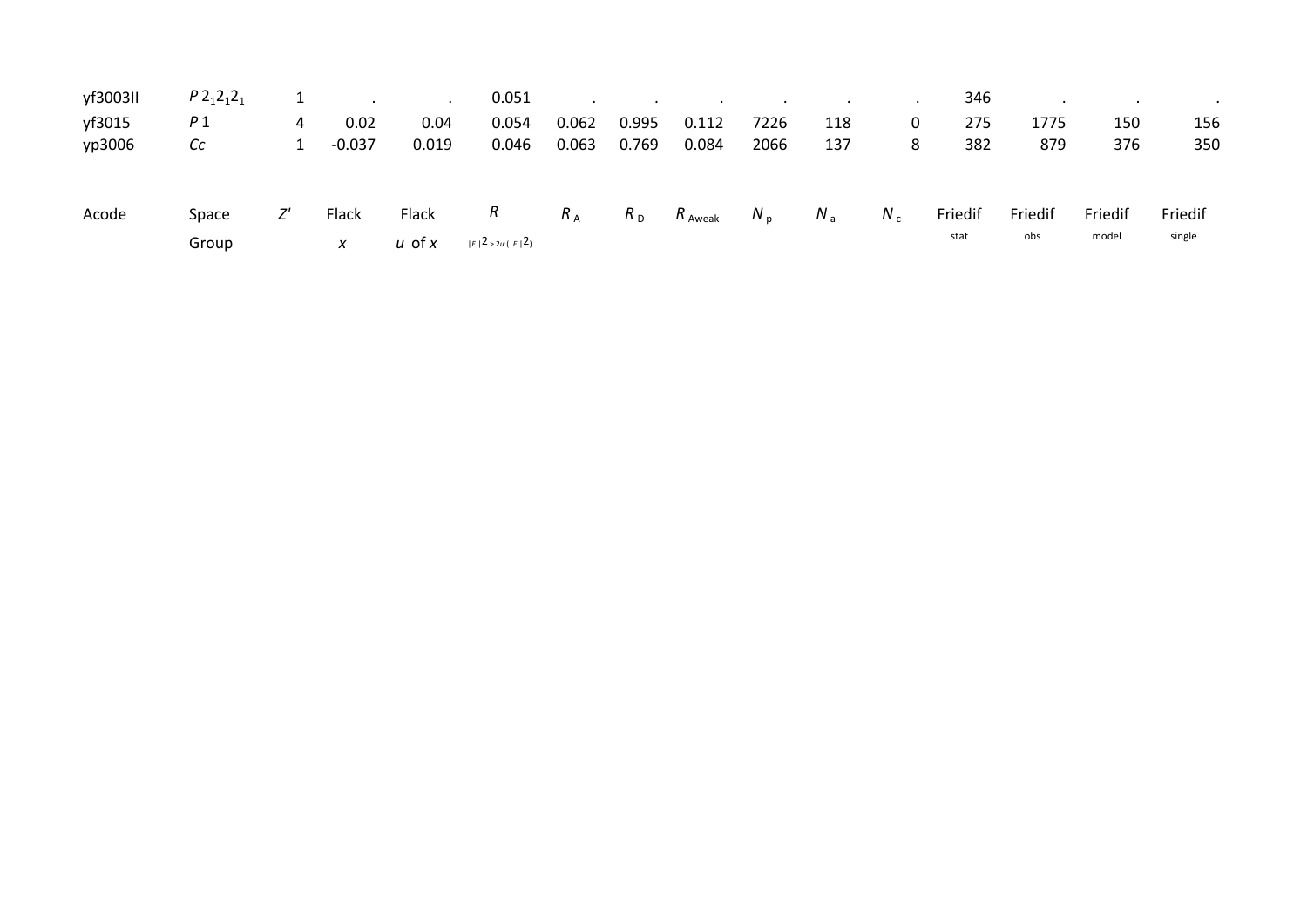| Acode | Space Group | $Z'$ | Flack $x$ | Flack $u$ of $x$ | $R_{\lvert F\rvert^2 > 2u(\lvert F\rvert^2)}$ | $R_A$ | $R_D$ | $R_{Aweak}$ | $N_p$ | $N_a$ | $N_c$ | Friedif stat | Friedif obs | Friedif model | Friedif single |
|---|---|---|---|---|---|---|---|---|---|---|---|---|---|---|---|
| yf3003II | $P2_12_12_1$ | 1 | . | . | 0.051 | . | . | . | . | . | . | 346 | . | . | . |
| yf3015 | $P1$ | 4 | 0.02 | 0.04 | 0.054 | 0.062 | 0.995 | 0.112 | 7226 | 118 | 0 | 275 | 1775 | 150 | 156 |
| yp3006 | $Cc$ | 1 | -0.037 | 0.019 | 0.046 | 0.063 | 0.769 | 0.084 | 2066 | 137 | 8 | 382 | 879 | 376 | 350 |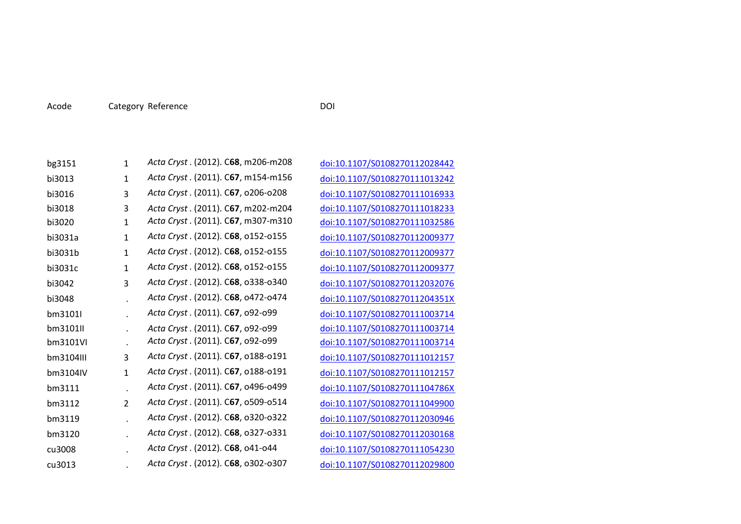| Acode | Category | Reference | DOI |
|---|---|---|---|
| bg3151 | 1 | *Acta Cryst* . (2012). C**68**, m206-m208 | doi:10.1107/S0108270112028442 |
| bi3013 | 1 | *Acta Cryst* . (2011). C**67**, m154-m156 | doi:10.1107/S0108270111013242 |
| bi3016 | 3 | *Acta Cryst* . (2011). C**67**, o206-o208 | doi:10.1107/S0108270111016933 |
| bi3018 | 3 | *Acta Cryst* . (2011). C**67**, m202-m204 | doi:10.1107/S0108270111018233 |
| bi3020 | 1 | *Acta Cryst* . (2011). C**67**, m307-m310 | doi:10.1107/S0108270111032586 |
| bi3031a | 1 | *Acta Cryst* . (2012). C**68**, o152-o155 | doi:10.1107/S0108270112009377 |
| bi3031b | 1 | *Acta Cryst* . (2012). C**68**, o152-o155 | doi:10.1107/S0108270112009377 |
| bi3031c | 1 | *Acta Cryst* . (2012). C**68**, o152-o155 | doi:10.1107/S0108270112009377 |
| bi3042 | 3 | *Acta Cryst* . (2012). C**68**, o338-o340 | doi:10.1107/S0108270112032076 |
| bi3048 | . | *Acta Cryst* . (2012). C**68**, o472-o474 | doi:10.1107/S010827011204351X |
| bm3101I | . | *Acta Cryst* . (2011). C**67**, o92-o99 | doi:10.1107/S0108270111003714 |
| bm3101II | . | *Acta Cryst* . (2011). C**67**, o92-o99 | doi:10.1107/S0108270111003714 |
| bm3101VI | . | *Acta Cryst* . (2011). C**67**, o92-o99 | doi:10.1107/S0108270111003714 |
| bm3104III | 3 | *Acta Cryst* . (2011). C**67**, o188-o191 | doi:10.1107/S0108270111012157 |
| bm3104IV | 1 | *Acta Cryst* . (2011). C**67**, o188-o191 | doi:10.1107/S0108270111012157 |
| bm3111 | . | *Acta Cryst* . (2011). C**67**, o496-o499 | doi:10.1107/S010827011104786X |
| bm3112 | 2 | *Acta Cryst* . (2011). C**67**, o509-o514 | doi:10.1107/S0108270111049900 |
| bm3119 | . | *Acta Cryst* . (2012). C**68**, o320-o322 | doi:10.1107/S0108270112030946 |
| bm3120 | . | *Acta Cryst* . (2012). C**68**, o327-o331 | doi:10.1107/S0108270112030168 |
| cu3008 | . | *Acta Cryst* . (2012). C**68**, o41-o44 | doi:10.1107/S0108270111054230 |
| cu3013 | . | *Acta Cryst* . (2012). C**68**, o302-o307 | doi:10.1107/S0108270112029800 |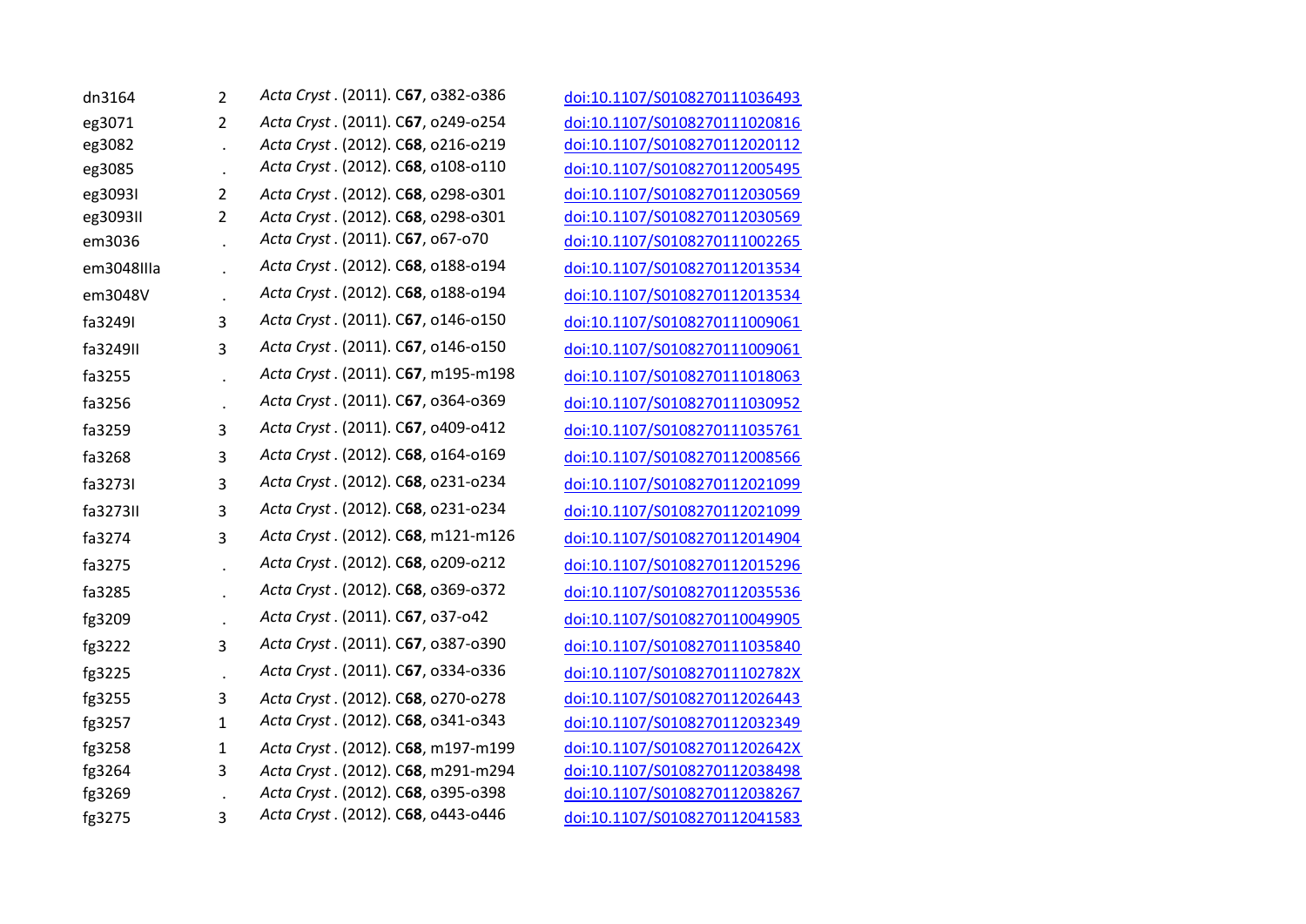| | | | |
|---|---|---|---|
| dn3164 | 2 | *Acta Cryst*. (2011). C**67**, o382-o386 | doi:10.1107/S0108270111036493 |
| eg3071 | 2 | *Acta Cryst*. (2011). C**67**, o249-o254 | doi:10.1107/S0108270111020816 |
| eg3082 | . | *Acta Cryst*. (2012). C**68**, o216-o219 | doi:10.1107/S0108270112020112 |
| eg3085 | . | *Acta Cryst*. (2012). C**68**, o108-o110 | doi:10.1107/S0108270112005495 |
| eg3093I | 2 | *Acta Cryst*. (2012). C**68**, o298-o301 | doi:10.1107/S0108270112030569 |
| eg3093II | 2 | *Acta Cryst*. (2012). C**68**, o298-o301 | doi:10.1107/S0108270112030569 |
| em3036 | . | *Acta Cryst*. (2011). C**67**, o67-o70 | doi:10.1107/S0108270111002265 |
| em3048IIIa | . | *Acta Cryst*. (2012). C**68**, o188-o194 | doi:10.1107/S0108270112013534 |
| em3048V | . | *Acta Cryst*. (2012). C**68**, o188-o194 | doi:10.1107/S0108270112013534 |
| fa3249I | 3 | *Acta Cryst*. (2011). C**67**, o146-o150 | doi:10.1107/S0108270111009061 |
| fa3249II | 3 | *Acta Cryst*. (2011). C**67**, o146-o150 | doi:10.1107/S0108270111009061 |
| fa3255 | . | *Acta Cryst*. (2011). C**67**, m195-m198 | doi:10.1107/S0108270111018063 |
| fa3256 | . | *Acta Cryst*. (2011). C**67**, o364-o369 | doi:10.1107/S0108270111030952 |
| fa3259 | 3 | *Acta Cryst*. (2011). C**67**, o409-o412 | doi:10.1107/S0108270111035761 |
| fa3268 | 3 | *Acta Cryst*. (2012). C**68**, o164-o169 | doi:10.1107/S0108270112008566 |
| fa3273I | 3 | *Acta Cryst*. (2012). C**68**, o231-o234 | doi:10.1107/S0108270112021099 |
| fa3273II | 3 | *Acta Cryst*. (2012). C**68**, o231-o234 | doi:10.1107/S0108270112021099 |
| fa3274 | 3 | *Acta Cryst*. (2012). C**68**, m121-m126 | doi:10.1107/S0108270112014904 |
| fa3275 | . | *Acta Cryst*. (2012). C**68**, o209-o212 | doi:10.1107/S0108270112015296 |
| fa3285 | . | *Acta Cryst*. (2012). C**68**, o369-o372 | doi:10.1107/S0108270112035536 |
| fg3209 | . | *Acta Cryst*. (2011). C**67**, o37-o42 | doi:10.1107/S0108270110049905 |
| fg3222 | 3 | *Acta Cryst*. (2011). C**67**, o387-o390 | doi:10.1107/S0108270111035840 |
| fg3225 | . | *Acta Cryst*. (2011). C**67**, o334-o336 | doi:10.1107/S010827011102782X |
| fg3255 | 3 | *Acta Cryst*. (2012). C**68**, o270-o278 | doi:10.1107/S0108270112026443 |
| fg3257 | 1 | *Acta Cryst*. (2012). C**68**, o341-o343 | doi:10.1107/S0108270112032349 |
| fg3258 | 1 | *Acta Cryst*. (2012). C**68**, m197-m199 | doi:10.1107/S010827011202642X |
| fg3264 | 3 | *Acta Cryst*. (2012). C**68**, m291-m294 | doi:10.1107/S0108270112038498 |
| fg3269 | . | *Acta Cryst*. (2012). C**68**, o395-o398 | doi:10.1107/S0108270112038267 |
| fg3275 | 3 | *Acta Cryst*. (2012). C**68**, o443-o446 | doi:10.1107/S0108270112041583 |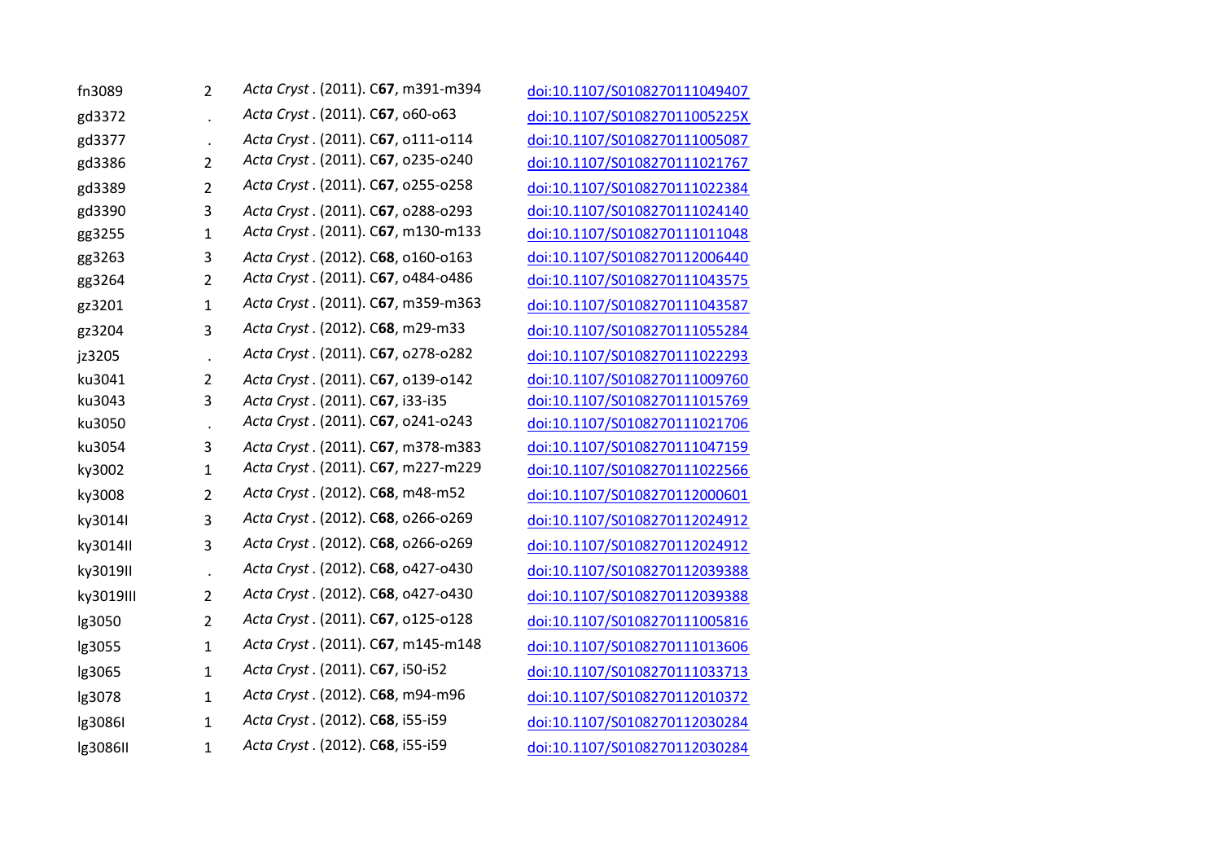| | | | |
|---|---|---|---|
| fn3089 | 2 | *Acta Cryst*. (2011). C**67**, m391-m394 | doi:10.1107/S0108270111049407 |
| gd3372 | . | *Acta Cryst*. (2011). C**67**, o60-o63 | doi:10.1107/S010827011005225X |
| gd3377 | . | *Acta Cryst*. (2011). C**67**, o111-o114 | doi:10.1107/S0108270111005087 |
| gd3386 | 2 | *Acta Cryst*. (2011). C**67**, o235-o240 | doi:10.1107/S0108270111021767 |
| gd3389 | 2 | *Acta Cryst*. (2011). C**67**, o255-o258 | doi:10.1107/S0108270111022384 |
| gd3390 | 3 | *Acta Cryst*. (2011). C**67**, o288-o293 | doi:10.1107/S0108270111024140 |
| gg3255 | 1 | *Acta Cryst*. (2011). C**67**, m130-m133 | doi:10.1107/S0108270111011048 |
| gg3263 | 3 | *Acta Cryst*. (2012). C**68**, o160-o163 | doi:10.1107/S0108270112006440 |
| gg3264 | 2 | *Acta Cryst*. (2011). C**67**, o484-o486 | doi:10.1107/S0108270111043575 |
| gz3201 | 1 | *Acta Cryst*. (2011). C**67**, m359-m363 | doi:10.1107/S0108270111043587 |
| gz3204 | 3 | *Acta Cryst*. (2012). C**68**, m29-m33 | doi:10.1107/S0108270111055284 |
| jz3205 | . | *Acta Cryst*. (2011). C**67**, o278-o282 | doi:10.1107/S0108270111022293 |
| ku3041 | 2 | *Acta Cryst*. (2011). C**67**, o139-o142 | doi:10.1107/S0108270111009760 |
| ku3043 | 3 | *Acta Cryst*. (2011). C**67**, i33-i35 | doi:10.1107/S0108270111015769 |
| ku3050 | . | *Acta Cryst*. (2011). C**67**, o241-o243 | doi:10.1107/S0108270111021706 |
| ku3054 | 3 | *Acta Cryst*. (2011). C**67**, m378-m383 | doi:10.1107/S0108270111047159 |
| ky3002 | 1 | *Acta Cryst*. (2011). C**67**, m227-m229 | doi:10.1107/S0108270111022566 |
| ky3008 | 2 | *Acta Cryst*. (2012). C**68**, m48-m52 | doi:10.1107/S0108270112000601 |
| ky3014I | 3 | *Acta Cryst*. (2012). C**68**, o266-o269 | doi:10.1107/S0108270112024912 |
| ky3014II | 3 | *Acta Cryst*. (2012). C**68**, o266-o269 | doi:10.1107/S0108270112024912 |
| ky3019II | . | *Acta Cryst*. (2012). C**68**, o427-o430 | doi:10.1107/S0108270112039388 |
| ky3019III | 2 | *Acta Cryst*. (2012). C**68**, o427-o430 | doi:10.1107/S0108270112039388 |
| lg3050 | 2 | *Acta Cryst*. (2011). C**67**, o125-o128 | doi:10.1107/S0108270111005816 |
| lg3055 | 1 | *Acta Cryst*. (2011). C**67**, m145-m148 | doi:10.1107/S0108270111013606 |
| lg3065 | 1 | *Acta Cryst*. (2011). C**67**, i50-i52 | doi:10.1107/S0108270111033713 |
| lg3078 | 1 | *Acta Cryst*. (2012). C**68**, m94-m96 | doi:10.1107/S0108270112010372 |
| lg3086I | 1 | *Acta Cryst*. (2012). C**68**, i55-i59 | doi:10.1107/S0108270112030284 |
| lg3086II | 1 | *Acta Cryst*. (2012). C**68**, i55-i59 | doi:10.1107/S0108270112030284 |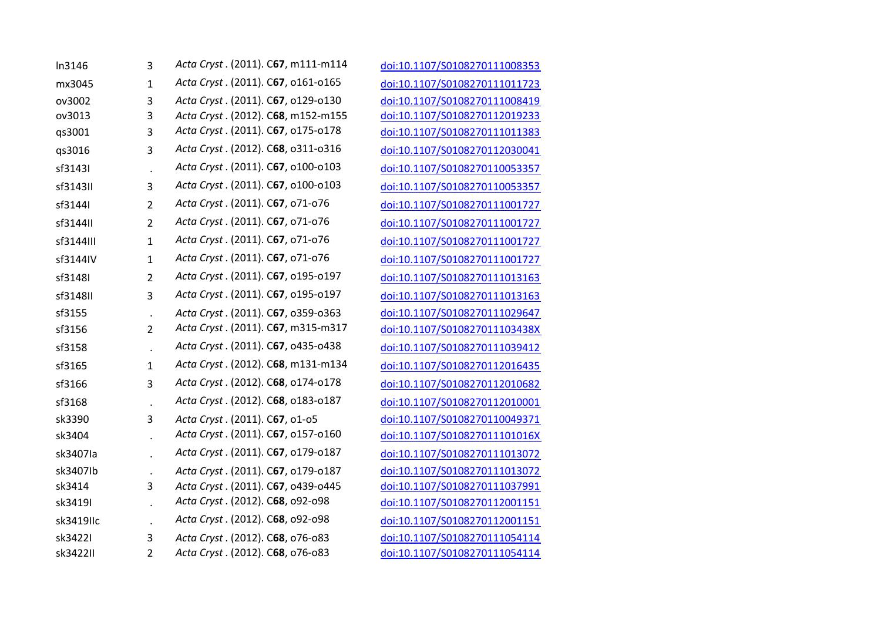| | | | |
|---|---|---|---|
| ln3146 | 3 | *Acta Cryst*. (2011). C**67**, m111-m114 | doi:10.1107/S0108270111008353 |
| mx3045 | 1 | *Acta Cryst*. (2011). C**67**, o161-o165 | doi:10.1107/S0108270111011723 |
| ov3002 | 3 | *Acta Cryst*. (2011). C**67**, o129-o130 | doi:10.1107/S0108270111008419 |
| ov3013 | 3 | *Acta Cryst*. (2012). C**68**, m152-m155 | doi:10.1107/S0108270112019233 |
| qs3001 | 3 | *Acta Cryst*. (2011). C**67**, o175-o178 | doi:10.1107/S0108270111011383 |
| qs3016 | 3 | *Acta Cryst*. (2012). C**68**, o311-o316 | doi:10.1107/S0108270112030041 |
| sf3143I | . | *Acta Cryst*. (2011). C**67**, o100-o103 | doi:10.1107/S0108270110053357 |
| sf3143II | 3 | *Acta Cryst*. (2011). C**67**, o100-o103 | doi:10.1107/S0108270110053357 |
| sf3144I | 2 | *Acta Cryst*. (2011). C**67**, o71-o76 | doi:10.1107/S0108270111001727 |
| sf3144II | 2 | *Acta Cryst*. (2011). C**67**, o71-o76 | doi:10.1107/S0108270111001727 |
| sf3144III | 1 | *Acta Cryst*. (2011). C**67**, o71-o76 | doi:10.1107/S0108270111001727 |
| sf3144IV | 1 | *Acta Cryst*. (2011). C**67**, o71-o76 | doi:10.1107/S0108270111001727 |
| sf3148I | 2 | *Acta Cryst*. (2011). C**67**, o195-o197 | doi:10.1107/S0108270111013163 |
| sf3148II | 3 | *Acta Cryst*. (2011). C**67**, o195-o197 | doi:10.1107/S0108270111013163 |
| sf3155 | . | *Acta Cryst*. (2011). C**67**, o359-o363 | doi:10.1107/S0108270111029647 |
| sf3156 | 2 | *Acta Cryst*. (2011). C**67**, m315-m317 | doi:10.1107/S010827011103438X |
| sf3158 | . | *Acta Cryst*. (2011). C**67**, o435-o438 | doi:10.1107/S0108270111039412 |
| sf3165 | 1 | *Acta Cryst*. (2012). C**68**, m131-m134 | doi:10.1107/S0108270112016435 |
| sf3166 | 3 | *Acta Cryst*. (2012). C**68**, o174-o178 | doi:10.1107/S0108270112010682 |
| sf3168 | . | *Acta Cryst*. (2012). C**68**, o183-o187 | doi:10.1107/S0108270112010001 |
| sk3390 | 3 | *Acta Cryst*. (2011). C**67**, o1-o5 | doi:10.1107/S0108270110049371 |
| sk3404 | . | *Acta Cryst*. (2011). C**67**, o157-o160 | doi:10.1107/S010827011101016X |
| sk3407Ia | . | *Acta Cryst*. (2011). C**67**, o179-o187 | doi:10.1107/S0108270111013072 |
| sk3407Ib | . | *Acta Cryst*. (2011). C**67**, o179-o187 | doi:10.1107/S0108270111013072 |
| sk3414 | 3 | *Acta Cryst*. (2011). C**67**, o439-o445 | doi:10.1107/S0108270111037991 |
| sk3419I | . | *Acta Cryst*. (2012). C**68**, o92-o98 | doi:10.1107/S0108270112001151 |
| sk3419IIc | . | *Acta Cryst*. (2012). C**68**, o92-o98 | doi:10.1107/S0108270112001151 |
| sk3422I | 3 | *Acta Cryst*. (2012). C**68**, o76-o83 | doi:10.1107/S0108270111054114 |
| sk3422II | 2 | *Acta Cryst*. (2012). C**68**, o76-o83 | doi:10.1107/S0108270111054114 |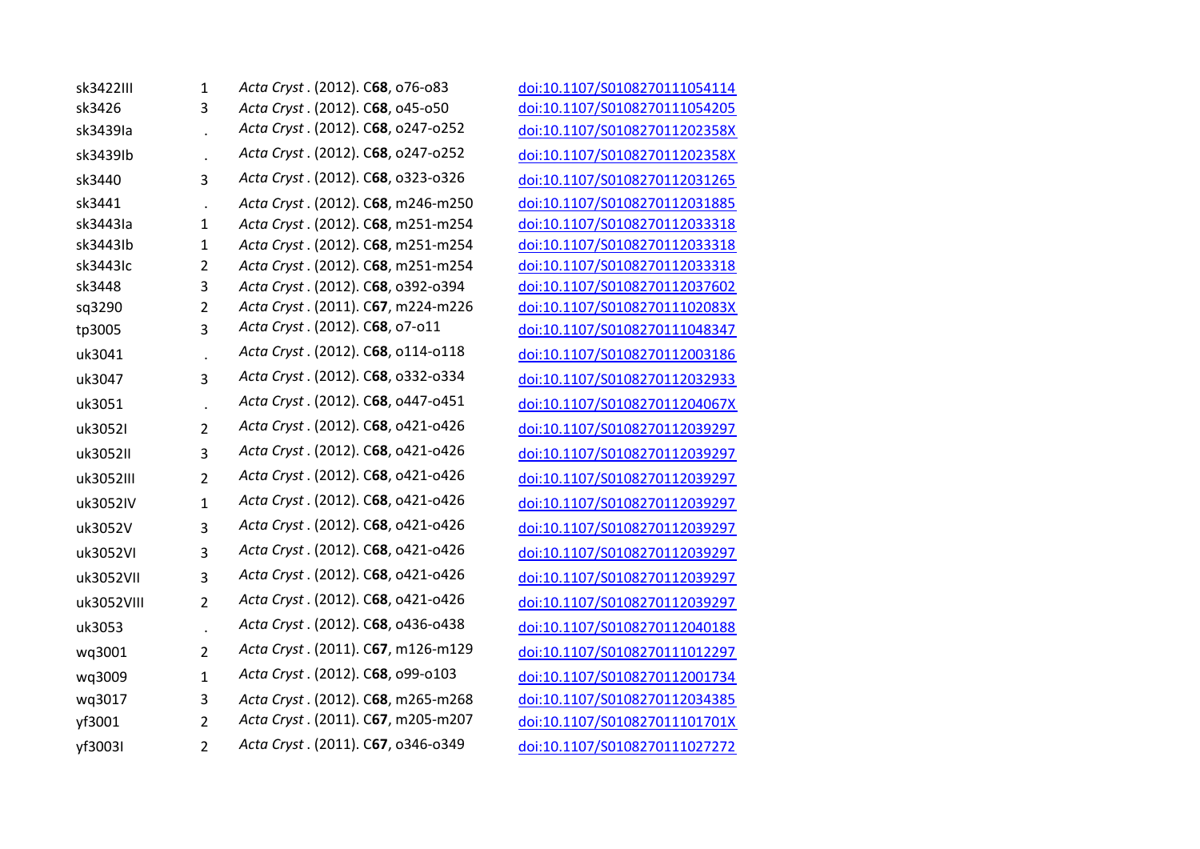| | | | |
|---|---|---|---|
| sk3422III | 1 | *Acta Cryst*. (2012). C**68**, o76-o83 | doi:10.1107/S0108270111054114 |
| sk3426 | 3 | *Acta Cryst*. (2012). C**68**, o45-o50 | doi:10.1107/S0108270111054205 |
| sk3439Ia | . | *Acta Cryst*. (2012). C**68**, o247-o252 | doi:10.1107/S010827011202358X |
| sk3439Ib | . | *Acta Cryst*. (2012). C**68**, o247-o252 | doi:10.1107/S010827011202358X |
| sk3440 | 3 | *Acta Cryst*. (2012). C**68**, o323-o326 | doi:10.1107/S0108270112031265 |
| sk3441 | . | *Acta Cryst*. (2012). C**68**, m246-m250 | doi:10.1107/S0108270112031885 |
| sk3443Ia | 1 | *Acta Cryst*. (2012). C**68**, m251-m254 | doi:10.1107/S0108270112033318 |
| sk3443Ib | 1 | *Acta Cryst*. (2012). C**68**, m251-m254 | doi:10.1107/S0108270112033318 |
| sk3443Ic | 2 | *Acta Cryst*. (2012). C**68**, m251-m254 | doi:10.1107/S0108270112033318 |
| sk3448 | 3 | *Acta Cryst*. (2012). C**68**, o392-o394 | doi:10.1107/S0108270112037602 |
| sq3290 | 2 | *Acta Cryst*. (2011). C**67**, m224-m226 | doi:10.1107/S010827011102083X |
| tp3005 | 3 | *Acta Cryst*. (2012). C**68**, o7-o11 | doi:10.1107/S0108270111048347 |
| uk3041 | . | *Acta Cryst*. (2012). C**68**, o114-o118 | doi:10.1107/S0108270112003186 |
| uk3047 | 3 | *Acta Cryst*. (2012). C**68**, o332-o334 | doi:10.1107/S0108270112032933 |
| uk3051 | . | *Acta Cryst*. (2012). C**68**, o447-o451 | doi:10.1107/S010827011204067X |
| uk3052I | 2 | *Acta Cryst*. (2012). C**68**, o421-o426 | doi:10.1107/S0108270112039297 |
| uk3052II | 3 | *Acta Cryst*. (2012). C**68**, o421-o426 | doi:10.1107/S0108270112039297 |
| uk3052III | 2 | *Acta Cryst*. (2012). C**68**, o421-o426 | doi:10.1107/S0108270112039297 |
| uk3052IV | 1 | *Acta Cryst*. (2012). C**68**, o421-o426 | doi:10.1107/S0108270112039297 |
| uk3052V | 3 | *Acta Cryst*. (2012). C**68**, o421-o426 | doi:10.1107/S0108270112039297 |
| uk3052VI | 3 | *Acta Cryst*. (2012). C**68**, o421-o426 | doi:10.1107/S0108270112039297 |
| uk3052VII | 3 | *Acta Cryst*. (2012). C**68**, o421-o426 | doi:10.1107/S0108270112039297 |
| uk3052VIII | 2 | *Acta Cryst*. (2012). C**68**, o421-o426 | doi:10.1107/S0108270112039297 |
| uk3053 | . | *Acta Cryst*. (2012). C**68**, o436-o438 | doi:10.1107/S0108270112040188 |
| wq3001 | 2 | *Acta Cryst*. (2011). C**67**, m126-m129 | doi:10.1107/S0108270111012297 |
| wq3009 | 1 | *Acta Cryst*. (2012). C**68**, o99-o103 | doi:10.1107/S0108270112001734 |
| wq3017 | 3 | *Acta Cryst*. (2012). C**68**, m265-m268 | doi:10.1107/S0108270112034385 |
| yf3001 | 2 | *Acta Cryst*. (2011). C**67**, m205-m207 | doi:10.1107/S010827011101701X |
| yf3003I | 2 | *Acta Cryst*. (2011). C**67**, o346-o349 | doi:10.1107/S0108270111027272 |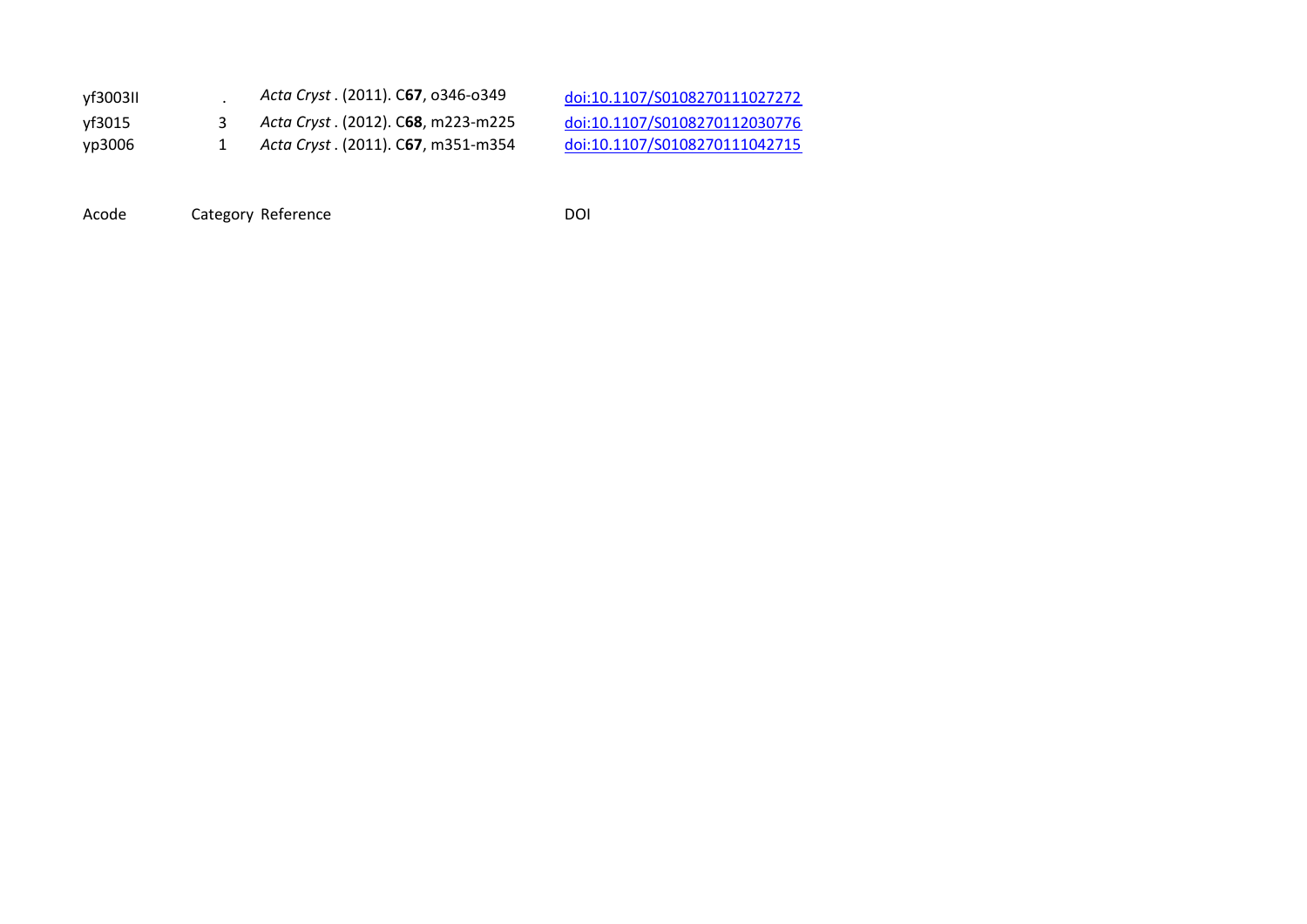| | | | |
|---|---|---|---|
| yf3003II | . | *Acta Cryst*. (2011). C**67**, o346-o349 | doi:10.1107/S0108270111027272 |
| yf3015 | 3 | *Acta Cryst*. (2012). C**68**, m223-m225 | doi:10.1107/S0108270112030776 |
| yp3006 | 1 | *Acta Cryst*. (2011). C**67**, m351-m354 | doi:10.1107/S0108270111042715 |
| | | | |
| Acode | Category | Reference | DOI |